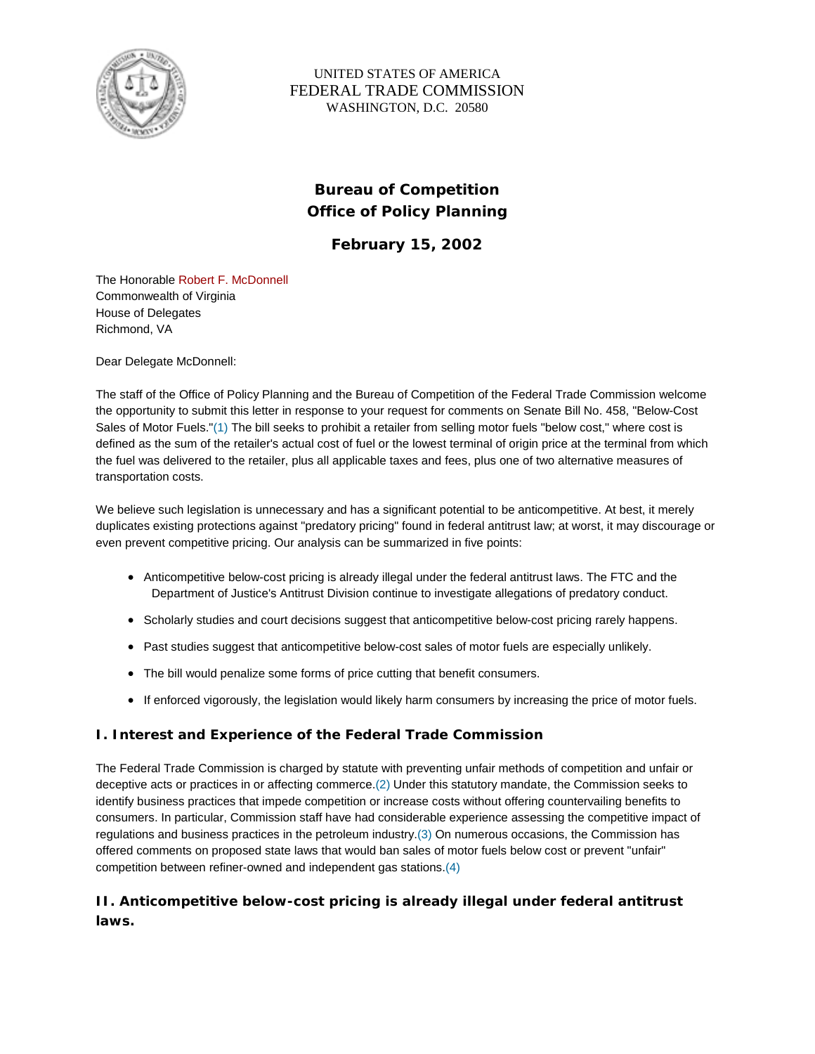UNITED STATES OF AMERICA
FEDERAL TRADE COMMISSION
WASHINGTON, D.C. 20580

**Bureau of Competition**
**Office of Policy Planning**

**February 15, 2002**

The Honorable Robert F. McDonnell
Commonwealth of Virginia
House of Delegates
Richmond, VA

Dear Delegate McDonnell:

The staff of the Office of Policy Planning and the Bureau of Competition of the Federal Trade Commission welcome the opportunity to submit this letter in response to your request for comments on Senate Bill No. 458, "Below-Cost Sales of Motor Fuels."(1) The bill seeks to prohibit a retailer from selling motor fuels "below cost," where cost is defined as the sum of the retailer's actual cost of fuel or the lowest terminal of origin price at the terminal from which the fuel was delivered to the retailer, plus all applicable taxes and fees, plus one of two alternative measures of transportation costs.

We believe such legislation is unnecessary and has a significant potential to be anticompetitive. At best, it merely duplicates existing protections against "predatory pricing" found in federal antitrust law; at worst, it may discourage or even prevent competitive pricing. Our analysis can be summarized in five points:

- Anticompetitive below-cost pricing is already illegal under the federal antitrust laws. The FTC and the Department of Justice's Antitrust Division continue to investigate allegations of predatory conduct.
- Scholarly studies and court decisions suggest that anticompetitive below-cost pricing rarely happens.
- Past studies suggest that anticompetitive below-cost sales of motor fuels are especially unlikely.
- The bill would penalize some forms of price cutting that benefit consumers.
- If enforced vigorously, the legislation would likely harm consumers by increasing the price of motor fuels.

## I. Interest and Experience of the Federal Trade Commission

The Federal Trade Commission is charged by statute with preventing unfair methods of competition and unfair or deceptive acts or practices in or affecting commerce.(2) Under this statutory mandate, the Commission seeks to identify business practices that impede competition or increase costs without offering countervailing benefits to consumers. In particular, Commission staff have had considerable experience assessing the competitive impact of regulations and business practices in the petroleum industry.(3) On numerous occasions, the Commission has offered comments on proposed state laws that would ban sales of motor fuels below cost or prevent "unfair" competition between refiner-owned and independent gas stations.(4)

## II. Anticompetitive below-cost pricing is already illegal under federal antitrust laws.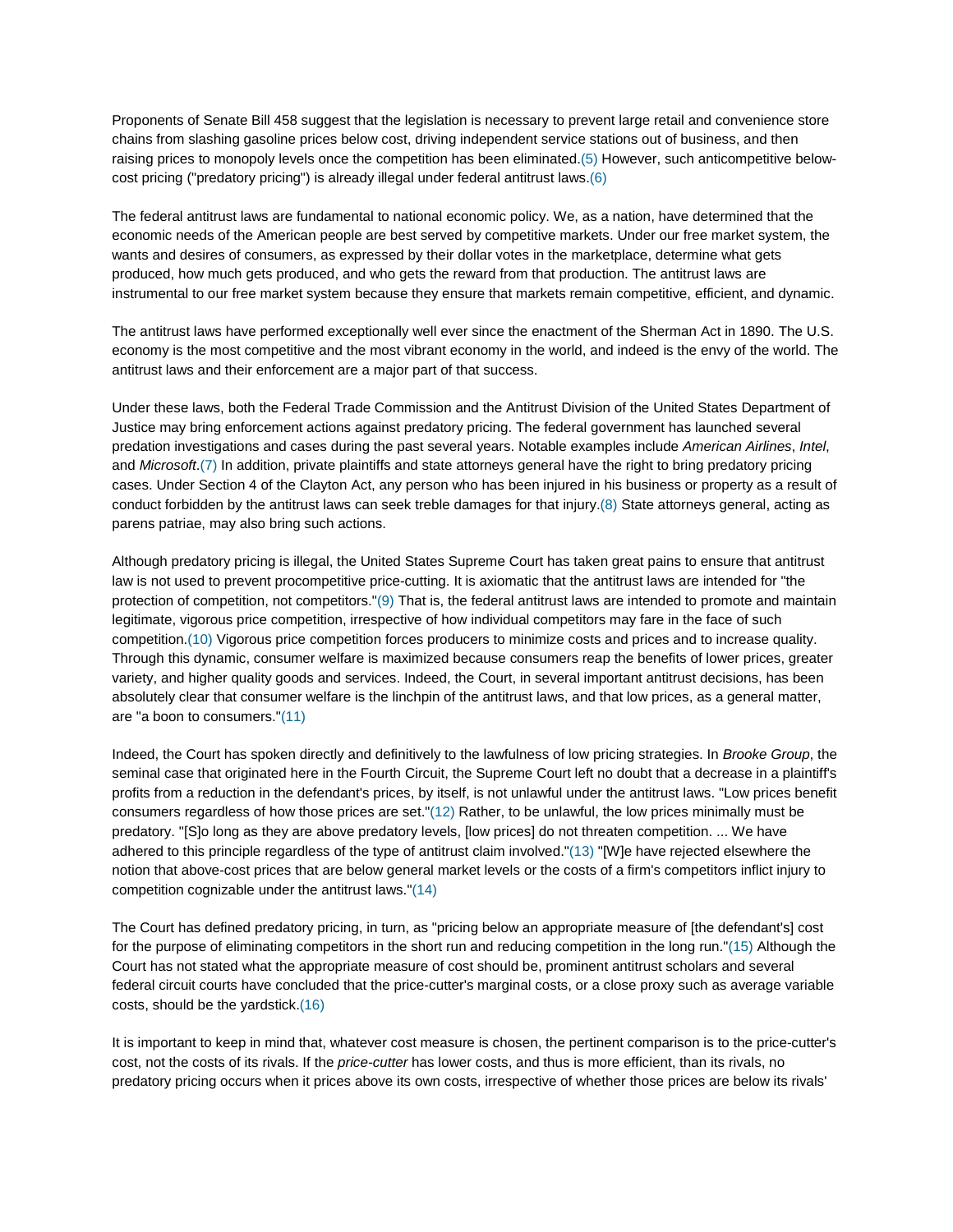Proponents of Senate Bill 458 suggest that the legislation is necessary to prevent large retail and convenience store chains from slashing gasoline prices below cost, driving independent service stations out of business, and then raising prices to monopoly levels once the competition has been eliminated.(5) However, such anticompetitive below-cost pricing ("predatory pricing") is already illegal under federal antitrust laws.(6)

The federal antitrust laws are fundamental to national economic policy. We, as a nation, have determined that the economic needs of the American people are best served by competitive markets. Under our free market system, the wants and desires of consumers, as expressed by their dollar votes in the marketplace, determine what gets produced, how much gets produced, and who gets the reward from that production. The antitrust laws are instrumental to our free market system because they ensure that markets remain competitive, efficient, and dynamic.

The antitrust laws have performed exceptionally well ever since the enactment of the Sherman Act in 1890. The U.S. economy is the most competitive and the most vibrant economy in the world, and indeed is the envy of the world. The antitrust laws and their enforcement are a major part of that success.

Under these laws, both the Federal Trade Commission and the Antitrust Division of the United States Department of Justice may bring enforcement actions against predatory pricing. The federal government has launched several predation investigations and cases during the past several years. Notable examples include *American Airlines*, *Intel*, and *Microsoft*.(7) In addition, private plaintiffs and state attorneys general have the right to bring predatory pricing cases. Under Section 4 of the Clayton Act, any person who has been injured in his business or property as a result of conduct forbidden by the antitrust laws can seek treble damages for that injury.(8) State attorneys general, acting as parens patriae, may also bring such actions.

Although predatory pricing is illegal, the United States Supreme Court has taken great pains to ensure that antitrust law is not used to prevent procompetitive price-cutting. It is axiomatic that the antitrust laws are intended for "the protection of competition, not competitors."(9) That is, the federal antitrust laws are intended to promote and maintain legitimate, vigorous price competition, irrespective of how individual competitors may fare in the face of such competition.(10) Vigorous price competition forces producers to minimize costs and prices and to increase quality. Through this dynamic, consumer welfare is maximized because consumers reap the benefits of lower prices, greater variety, and higher quality goods and services. Indeed, the Court, in several important antitrust decisions, has been absolutely clear that consumer welfare is the linchpin of the antitrust laws, and that low prices, as a general matter, are "a boon to consumers."(11)

Indeed, the Court has spoken directly and definitively to the lawfulness of low pricing strategies. In *Brooke Group*, the seminal case that originated here in the Fourth Circuit, the Supreme Court left no doubt that a decrease in a plaintiff's profits from a reduction in the defendant's prices, by itself, is not unlawful under the antitrust laws. "Low prices benefit consumers regardless of how those prices are set."(12) Rather, to be unlawful, the low prices minimally must be predatory. "[S]o long as they are above predatory levels, [low prices] do not threaten competition. ... We have adhered to this principle regardless of the type of antitrust claim involved."(13) "[W]e have rejected elsewhere the notion that above-cost prices that are below general market levels or the costs of a firm's competitors inflict injury to competition cognizable under the antitrust laws."(14)

The Court has defined predatory pricing, in turn, as "pricing below an appropriate measure of [the defendant's] cost for the purpose of eliminating competitors in the short run and reducing competition in the long run."(15) Although the Court has not stated what the appropriate measure of cost should be, prominent antitrust scholars and several federal circuit courts have concluded that the price-cutter's marginal costs, or a close proxy such as average variable costs, should be the yardstick.(16)

It is important to keep in mind that, whatever cost measure is chosen, the pertinent comparison is to the price-cutter's cost, not the costs of its rivals. If the *price-cutter* has lower costs, and thus is more efficient, than its rivals, no predatory pricing occurs when it prices above its own costs, irrespective of whether those prices are below its rivals'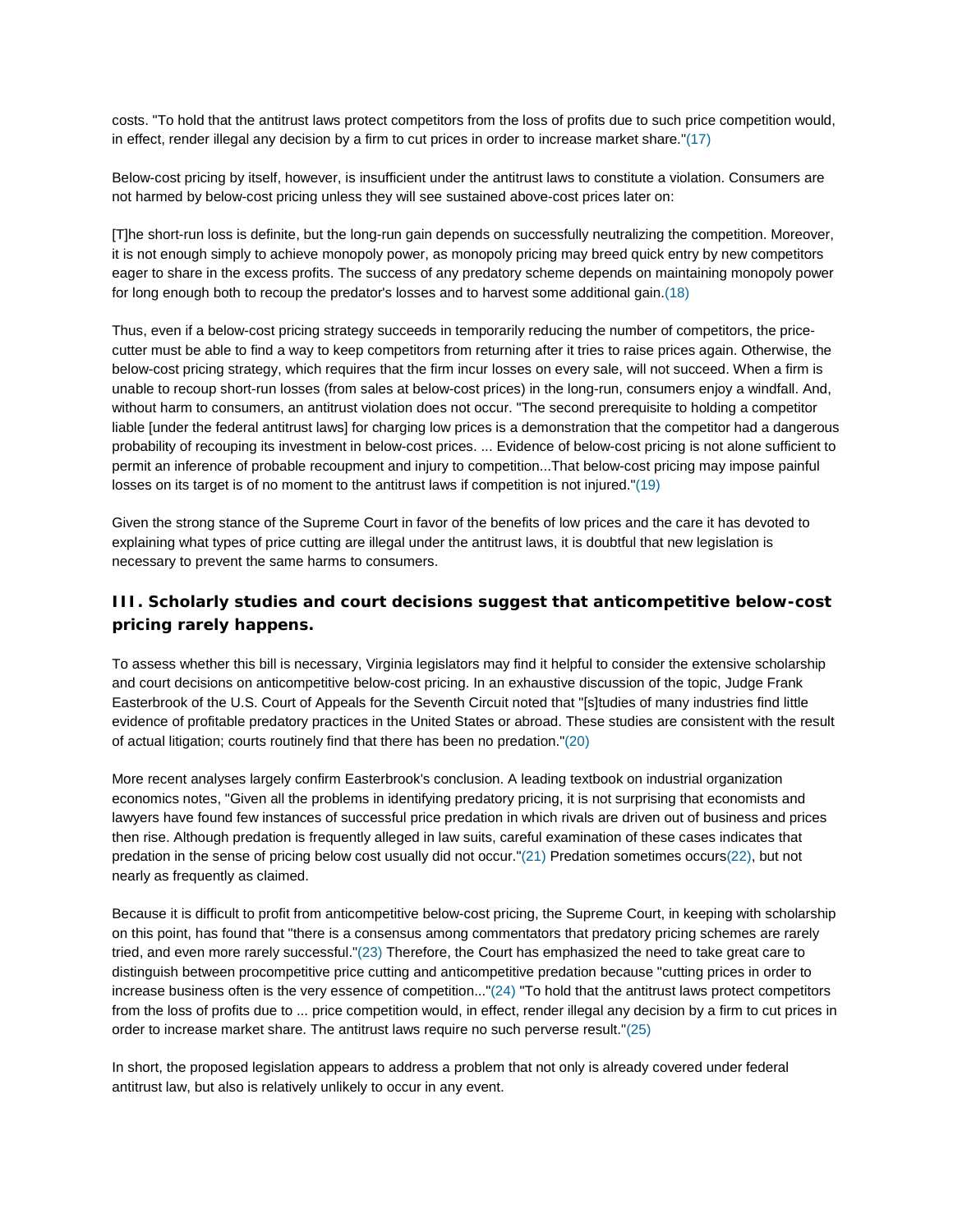costs. "To hold that the antitrust laws protect competitors from the loss of profits due to such price competition would, in effect, render illegal any decision by a firm to cut prices in order to increase market share."(17)

Below-cost pricing by itself, however, is insufficient under the antitrust laws to constitute a violation. Consumers are not harmed by below-cost pricing unless they will see sustained above-cost prices later on:

> [T]he short-run loss is definite, but the long-run gain depends on successfully neutralizing the competition. Moreover, it is not enough simply to achieve monopoly power, as monopoly pricing may breed quick entry by new competitors eager to share in the excess profits. The success of any predatory scheme depends on maintaining monopoly power for long enough both to recoup the predator's losses and to harvest some additional gain.(18)

Thus, even if a below-cost pricing strategy succeeds in temporarily reducing the number of competitors, the price-cutter must be able to find a way to keep competitors from returning after it tries to raise prices again. Otherwise, the below-cost pricing strategy, which requires that the firm incur losses on every sale, will not succeed. When a firm is unable to recoup short-run losses (from sales at below-cost prices) in the long-run, consumers enjoy a windfall. And, without harm to consumers, an antitrust violation does not occur. "The second prerequisite to holding a competitor liable [under the federal antitrust laws] for charging low prices is a demonstration that the competitor had a dangerous probability of recouping its investment in below-cost prices. ... Evidence of below-cost pricing is not alone sufficient to permit an inference of probable recoupment and injury to competition...That below-cost pricing may impose painful losses on its target is of no moment to the antitrust laws if competition is not injured."(19)

Given the strong stance of the Supreme Court in favor of the benefits of low prices and the care it has devoted to explaining what types of price cutting are illegal under the antitrust laws, it is doubtful that new legislation is necessary to prevent the same harms to consumers.

### III. Scholarly studies and court decisions suggest that anticompetitive below-cost pricing rarely happens.

To assess whether this bill is necessary, Virginia legislators may find it helpful to consider the extensive scholarship and court decisions on anticompetitive below-cost pricing. In an exhaustive discussion of the topic, Judge Frank Easterbrook of the U.S. Court of Appeals for the Seventh Circuit noted that "[s]tudies of many industries find little evidence of profitable predatory practices in the United States or abroad. These studies are consistent with the result of actual litigation; courts routinely find that there has been no predation."(20)

More recent analyses largely confirm Easterbrook's conclusion. A leading textbook on industrial organization economics notes, "Given all the problems in identifying predatory pricing, it is not surprising that economists and lawyers have found few instances of successful price predation in which rivals are driven out of business and prices then rise. Although predation is frequently alleged in law suits, careful examination of these cases indicates that predation in the sense of pricing below cost usually did not occur."(21) Predation sometimes occurs(22), but not nearly as frequently as claimed.

Because it is difficult to profit from anticompetitive below-cost pricing, the Supreme Court, in keeping with scholarship on this point, has found that "there is a consensus among commentators that predatory pricing schemes are rarely tried, and even more rarely successful."(23) Therefore, the Court has emphasized the need to take great care to distinguish between procompetitive price cutting and anticompetitive predation because "cutting prices in order to increase business often is the very essence of competition..."(24) "To hold that the antitrust laws protect competitors from the loss of profits due to ... price competition would, in effect, render illegal any decision by a firm to cut prices in order to increase market share. The antitrust laws require no such perverse result."(25)

In short, the proposed legislation appears to address a problem that not only is already covered under federal antitrust law, but also is relatively unlikely to occur in any event.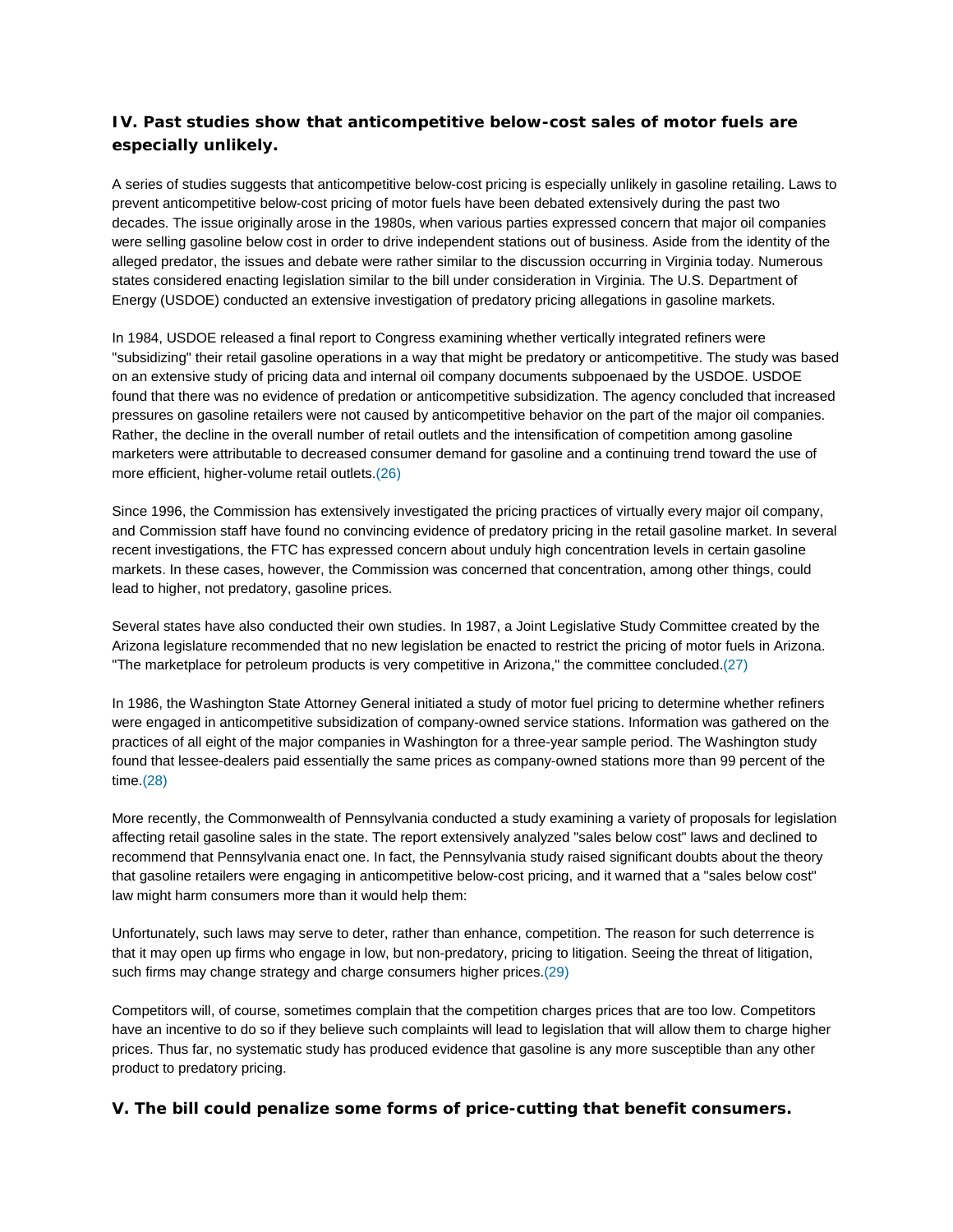### IV. Past studies show that anticompetitive below-cost sales of motor fuels are especially unlikely.

A series of studies suggests that anticompetitive below-cost pricing is especially unlikely in gasoline retailing. Laws to prevent anticompetitive below-cost pricing of motor fuels have been debated extensively during the past two decades. The issue originally arose in the 1980s, when various parties expressed concern that major oil companies were selling gasoline below cost in order to drive independent stations out of business. Aside from the identity of the alleged predator, the issues and debate were rather similar to the discussion occurring in Virginia today. Numerous states considered enacting legislation similar to the bill under consideration in Virginia. The U.S. Department of Energy (USDOE) conducted an extensive investigation of predatory pricing allegations in gasoline markets.

In 1984, USDOE released a final report to Congress examining whether vertically integrated refiners were "subsidizing" their retail gasoline operations in a way that might be predatory or anticompetitive. The study was based on an extensive study of pricing data and internal oil company documents subpoenaed by the USDOE. USDOE found that there was no evidence of predation or anticompetitive subsidization. The agency concluded that increased pressures on gasoline retailers were not caused by anticompetitive behavior on the part of the major oil companies. Rather, the decline in the overall number of retail outlets and the intensification of competition among gasoline marketers were attributable to decreased consumer demand for gasoline and a continuing trend toward the use of more efficient, higher-volume retail outlets.(26)

Since 1996, the Commission has extensively investigated the pricing practices of virtually every major oil company, and Commission staff have found no convincing evidence of predatory pricing in the retail gasoline market. In several recent investigations, the FTC has expressed concern about unduly high concentration levels in certain gasoline markets. In these cases, however, the Commission was concerned that concentration, among other things, could lead to higher, not predatory, gasoline prices.

Several states have also conducted their own studies. In 1987, a Joint Legislative Study Committee created by the Arizona legislature recommended that no new legislation be enacted to restrict the pricing of motor fuels in Arizona. "The marketplace for petroleum products is very competitive in Arizona," the committee concluded.(27)

In 1986, the Washington State Attorney General initiated a study of motor fuel pricing to determine whether refiners were engaged in anticompetitive subsidization of company-owned service stations. Information was gathered on the practices of all eight of the major companies in Washington for a three-year sample period. The Washington study found that lessee-dealers paid essentially the same prices as company-owned stations more than 99 percent of the time.(28)

More recently, the Commonwealth of Pennsylvania conducted a study examining a variety of proposals for legislation affecting retail gasoline sales in the state. The report extensively analyzed "sales below cost" laws and declined to recommend that Pennsylvania enact one. In fact, the Pennsylvania study raised significant doubts about the theory that gasoline retailers were engaging in anticompetitive below-cost pricing, and it warned that a "sales below cost" law might harm consumers more than it would help them:

Unfortunately, such laws may serve to deter, rather than enhance, competition. The reason for such deterrence is that it may open up firms who engage in low, but non-predatory, pricing to litigation. Seeing the threat of litigation, such firms may change strategy and charge consumers higher prices.(29)

Competitors will, of course, sometimes complain that the competition charges prices that are too low. Competitors have an incentive to do so if they believe such complaints will lead to legislation that will allow them to charge higher prices. Thus far, no systematic study has produced evidence that gasoline is any more susceptible than any other product to predatory pricing.

### V. The bill could penalize some forms of price-cutting that benefit consumers.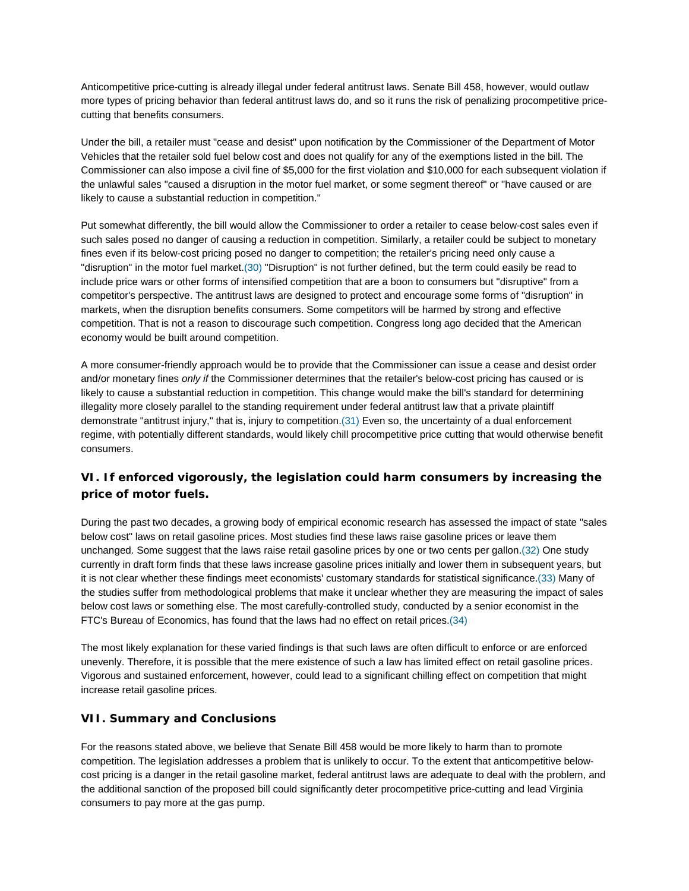Anticompetitive price-cutting is already illegal under federal antitrust laws. Senate Bill 458, however, would outlaw more types of pricing behavior than federal antitrust laws do, and so it runs the risk of penalizing procompetitive price-cutting that benefits consumers.

Under the bill, a retailer must "cease and desist" upon notification by the Commissioner of the Department of Motor Vehicles that the retailer sold fuel below cost and does not qualify for any of the exemptions listed in the bill. The Commissioner can also impose a civil fine of $5,000 for the first violation and $10,000 for each subsequent violation if the unlawful sales "caused a disruption in the motor fuel market, or some segment thereof" or "have caused or are likely to cause a substantial reduction in competition."

Put somewhat differently, the bill would allow the Commissioner to order a retailer to cease below-cost sales even if such sales posed no danger of causing a reduction in competition. Similarly, a retailer could be subject to monetary fines even if its below-cost pricing posed no danger to competition; the retailer's pricing need only cause a "disruption" in the motor fuel market.(30) "Disruption" is not further defined, but the term could easily be read to include price wars or other forms of intensified competition that are a boon to consumers but "disruptive" from a competitor's perspective. The antitrust laws are designed to protect and encourage some forms of "disruption" in markets, when the disruption benefits consumers. Some competitors will be harmed by strong and effective competition. That is not a reason to discourage such competition. Congress long ago decided that the American economy would be built around competition.

A more consumer-friendly approach would be to provide that the Commissioner can issue a cease and desist order and/or monetary fines *only if* the Commissioner determines that the retailer's below-cost pricing has caused or is likely to cause a substantial reduction in competition. This change would make the bill's standard for determining illegality more closely parallel to the standing requirement under federal antitrust law that a private plaintiff demonstrate "antitrust injury," that is, injury to competition.(31) Even so, the uncertainty of a dual enforcement regime, with potentially different standards, would likely chill procompetitive price cutting that would otherwise benefit consumers.

## VI. If enforced vigorously, the legislation could harm consumers by increasing the price of motor fuels.

During the past two decades, a growing body of empirical economic research has assessed the impact of state "sales below cost" laws on retail gasoline prices. Most studies find these laws raise gasoline prices or leave them unchanged. Some suggest that the laws raise retail gasoline prices by one or two cents per gallon.(32) One study currently in draft form finds that these laws increase gasoline prices initially and lower them in subsequent years, but it is not clear whether these findings meet economists' customary standards for statistical significance.(33) Many of the studies suffer from methodological problems that make it unclear whether they are measuring the impact of sales below cost laws or something else. The most carefully-controlled study, conducted by a senior economist in the FTC's Bureau of Economics, has found that the laws had no effect on retail prices.(34)

The most likely explanation for these varied findings is that such laws are often difficult to enforce or are enforced unevenly. Therefore, it is possible that the mere existence of such a law has limited effect on retail gasoline prices. Vigorous and sustained enforcement, however, could lead to a significant chilling effect on competition that might increase retail gasoline prices.

## VII. Summary and Conclusions

For the reasons stated above, we believe that Senate Bill 458 would be more likely to harm than to promote competition. The legislation addresses a problem that is unlikely to occur. To the extent that anticompetitive below-cost pricing is a danger in the retail gasoline market, federal antitrust laws are adequate to deal with the problem, and the additional sanction of the proposed bill could significantly deter procompetitive price-cutting and lead Virginia consumers to pay more at the gas pump.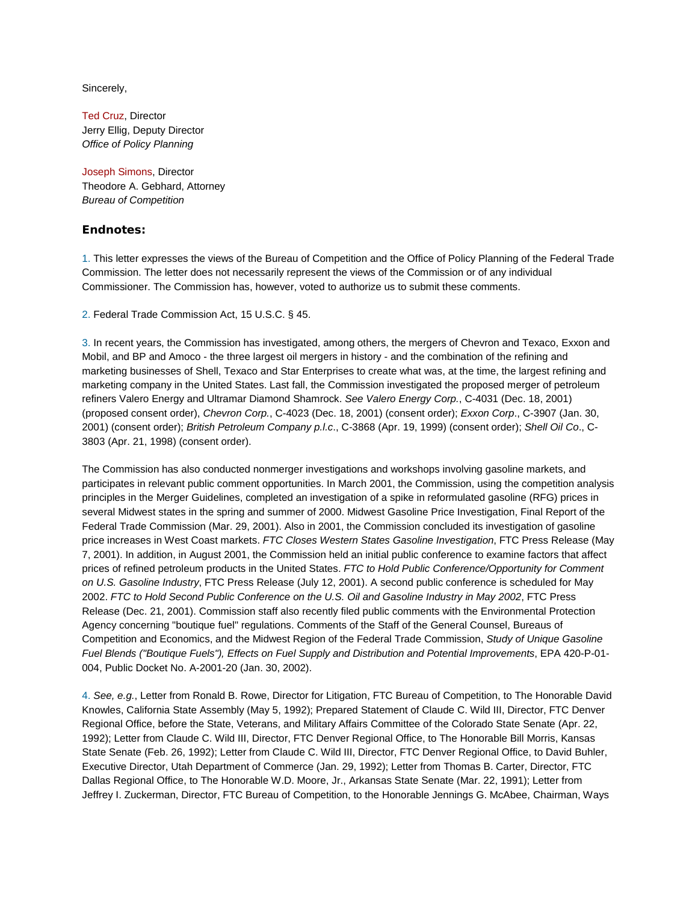Sincerely,

Ted Cruz, Director
Jerry Ellig, Deputy Director
*Office of Policy Planning*

Joseph Simons, Director
Theodore A. Gebhard, Attorney
*Bureau of Competition*

### Endnotes:

1. This letter expresses the views of the Bureau of Competition and the Office of Policy Planning of the Federal Trade Commission. The letter does not necessarily represent the views of the Commission or of any individual Commissioner. The Commission has, however, voted to authorize us to submit these comments.

2. Federal Trade Commission Act, 15 U.S.C. § 45.

3. In recent years, the Commission has investigated, among others, the mergers of Chevron and Texaco, Exxon and Mobil, and BP and Amoco - the three largest oil mergers in history - and the combination of the refining and marketing businesses of Shell, Texaco and Star Enterprises to create what was, at the time, the largest refining and marketing company in the United States. Last fall, the Commission investigated the proposed merger of petroleum refiners Valero Energy and Ultramar Diamond Shamrock. *See Valero Energy Corp.*, C-4031 (Dec. 18, 2001) (proposed consent order), *Chevron Corp.*, C-4023 (Dec. 18, 2001) (consent order); *Exxon Corp*., C-3907 (Jan. 30, 2001) (consent order); *British Petroleum Company p.l.c*., C-3868 (Apr. 19, 1999) (consent order); *Shell Oil Co*., C-3803 (Apr. 21, 1998) (consent order).

The Commission has also conducted nonmerger investigations and workshops involving gasoline markets, and participates in relevant public comment opportunities. In March 2001, the Commission, using the competition analysis principles in the Merger Guidelines, completed an investigation of a spike in reformulated gasoline (RFG) prices in several Midwest states in the spring and summer of 2000. Midwest Gasoline Price Investigation, Final Report of the Federal Trade Commission (Mar. 29, 2001). Also in 2001, the Commission concluded its investigation of gasoline price increases in West Coast markets. *FTC Closes Western States Gasoline Investigation*, FTC Press Release (May 7, 2001). In addition, in August 2001, the Commission held an initial public conference to examine factors that affect prices of refined petroleum products in the United States. *FTC to Hold Public Conference/Opportunity for Comment on U.S. Gasoline Industry*, FTC Press Release (July 12, 2001). A second public conference is scheduled for May 2002. *FTC to Hold Second Public Conference on the U.S. Oil and Gasoline Industry in May 2002*, FTC Press Release (Dec. 21, 2001). Commission staff also recently filed public comments with the Environmental Protection Agency concerning "boutique fuel" regulations. Comments of the Staff of the General Counsel, Bureaus of Competition and Economics, and the Midwest Region of the Federal Trade Commission, *Study of Unique Gasoline Fuel Blends ("Boutique Fuels"), Effects on Fuel Supply and Distribution and Potential Improvements*, EPA 420-P-01-004, Public Docket No. A-2001-20 (Jan. 30, 2002).

4. *See, e.g.*, Letter from Ronald B. Rowe, Director for Litigation, FTC Bureau of Competition, to The Honorable David Knowles, California State Assembly (May 5, 1992); Prepared Statement of Claude C. Wild III, Director, FTC Denver Regional Office, before the State, Veterans, and Military Affairs Committee of the Colorado State Senate (Apr. 22, 1992); Letter from Claude C. Wild III, Director, FTC Denver Regional Office, to The Honorable Bill Morris, Kansas State Senate (Feb. 26, 1992); Letter from Claude C. Wild III, Director, FTC Denver Regional Office, to David Buhler, Executive Director, Utah Department of Commerce (Jan. 29, 1992); Letter from Thomas B. Carter, Director, FTC Dallas Regional Office, to The Honorable W.D. Moore, Jr., Arkansas State Senate (Mar. 22, 1991); Letter from Jeffrey I. Zuckerman, Director, FTC Bureau of Competition, to the Honorable Jennings G. McAbee, Chairman, Ways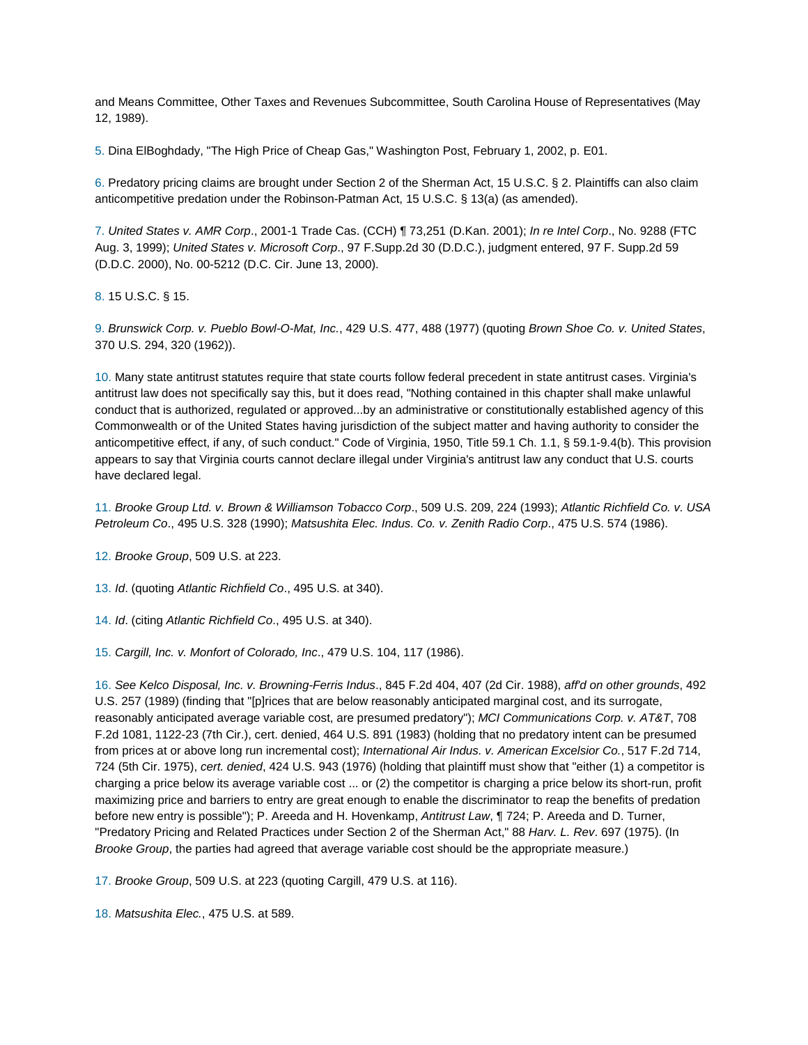and Means Committee, Other Taxes and Revenues Subcommittee, South Carolina House of Representatives (May 12, 1989).

5. Dina ElBoghdady, "The High Price of Cheap Gas," Washington Post, February 1, 2002, p. E01.

6. Predatory pricing claims are brought under Section 2 of the Sherman Act, 15 U.S.C. § 2. Plaintiffs can also claim anticompetitive predation under the Robinson-Patman Act, 15 U.S.C. § 13(a) (as amended).

7. *United States v. AMR Corp*., 2001-1 Trade Cas. (CCH) ¶ 73,251 (D.Kan. 2001); *In re Intel Corp*., No. 9288 (FTC Aug. 3, 1999); *United States v. Microsoft Corp*., 97 F.Supp.2d 30 (D.D.C.), judgment entered, 97 F. Supp.2d 59 (D.D.C. 2000), No. 00-5212 (D.C. Cir. June 13, 2000).

8. 15 U.S.C. § 15.

9. *Brunswick Corp. v. Pueblo Bowl-O-Mat, Inc.*, 429 U.S. 477, 488 (1977) (quoting *Brown Shoe Co. v. United States*, 370 U.S. 294, 320 (1962)).

10. Many state antitrust statutes require that state courts follow federal precedent in state antitrust cases. Virginia's antitrust law does not specifically say this, but it does read, "Nothing contained in this chapter shall make unlawful conduct that is authorized, regulated or approved...by an administrative or constitutionally established agency of this Commonwealth or of the United States having jurisdiction of the subject matter and having authority to consider the anticompetitive effect, if any, of such conduct." Code of Virginia, 1950, Title 59.1 Ch. 1.1, § 59.1-9.4(b). This provision appears to say that Virginia courts cannot declare illegal under Virginia's antitrust law any conduct that U.S. courts have declared legal.

11. *Brooke Group Ltd. v. Brown & Williamson Tobacco Corp*., 509 U.S. 209, 224 (1993); *Atlantic Richfield Co. v. USA Petroleum Co*., 495 U.S. 328 (1990); *Matsushita Elec. Indus. Co. v. Zenith Radio Corp*., 475 U.S. 574 (1986).

12. *Brooke Group*, 509 U.S. at 223.

13. *Id*. (quoting *Atlantic Richfield Co*., 495 U.S. at 340).

14. *Id*. (citing *Atlantic Richfield Co*., 495 U.S. at 340).

15. *Cargill, Inc. v. Monfort of Colorado, Inc*., 479 U.S. 104, 117 (1986).

16. *See Kelco Disposal, Inc. v. Browning-Ferris Indus*., 845 F.2d 404, 407 (2d Cir. 1988), *aff'd on other grounds*, 492 U.S. 257 (1989) (finding that "[p]rices that are below reasonably anticipated marginal cost, and its surrogate, reasonably anticipated average variable cost, are presumed predatory"); *MCI Communications Corp. v. AT&T*, 708 F.2d 1081, 1122-23 (7th Cir.), cert. denied, 464 U.S. 891 (1983) (holding that no predatory intent can be presumed from prices at or above long run incremental cost); *International Air Indus. v. American Excelsior Co.*, 517 F.2d 714, 724 (5th Cir. 1975), *cert. denied*, 424 U.S. 943 (1976) (holding that plaintiff must show that "either (1) a competitor is charging a price below its average variable cost ... or (2) the competitor is charging a price below its short-run, profit maximizing price and barriers to entry are great enough to enable the discriminator to reap the benefits of predation before new entry is possible"); P. Areeda and H. Hovenkamp, *Antitrust Law*, ¶ 724; P. Areeda and D. Turner, "Predatory Pricing and Related Practices under Section 2 of the Sherman Act," 88 *Harv. L. Rev*. 697 (1975). (In *Brooke Group*, the parties had agreed that average variable cost should be the appropriate measure.)

17. *Brooke Group*, 509 U.S. at 223 (quoting Cargill, 479 U.S. at 116).

18. *Matsushita Elec.*, 475 U.S. at 589.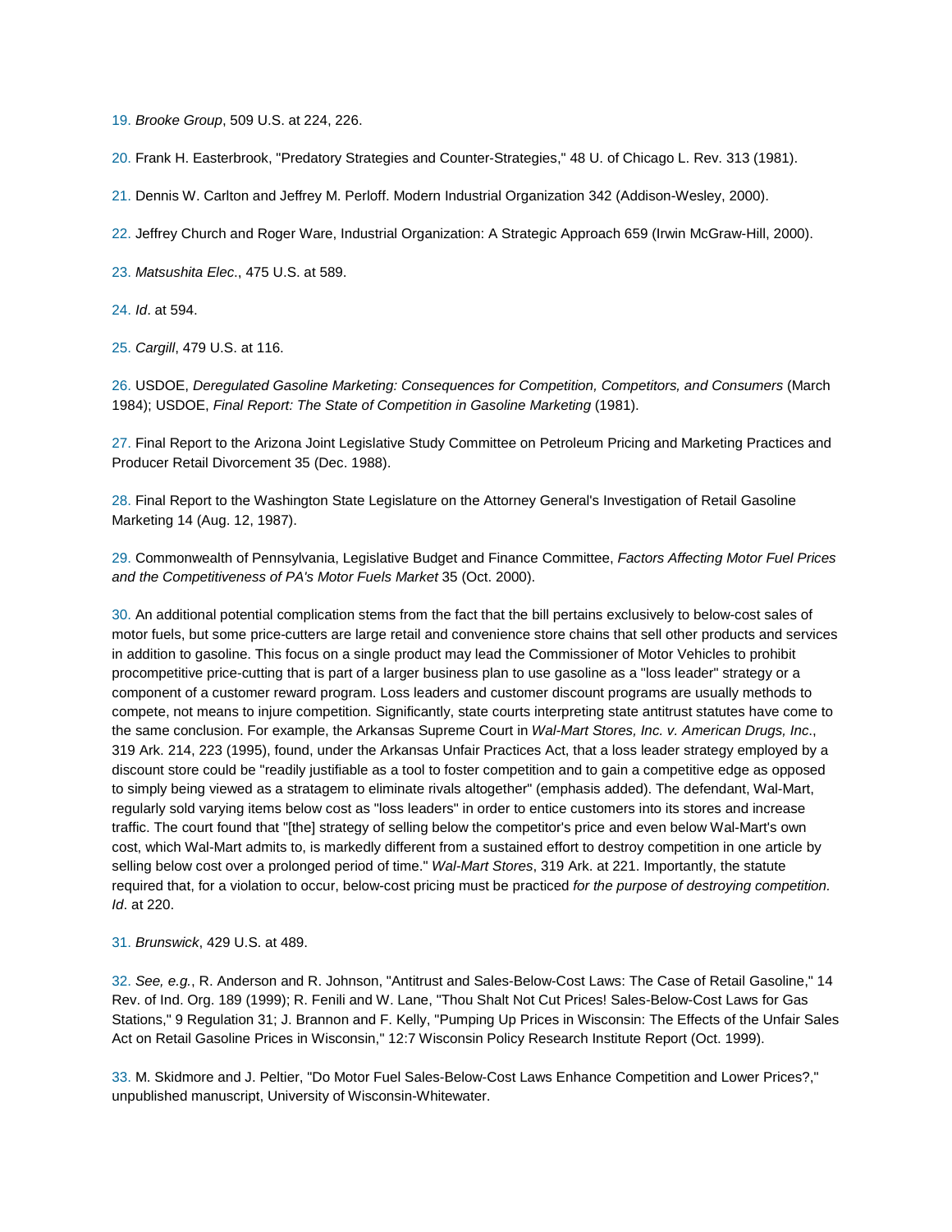19. *Brooke Group*, 509 U.S. at 224, 226.

20. Frank H. Easterbrook, "Predatory Strategies and Counter-Strategies," 48 U. of Chicago L. Rev. 313 (1981).

21. Dennis W. Carlton and Jeffrey M. Perloff. Modern Industrial Organization 342 (Addison-Wesley, 2000).

22. Jeffrey Church and Roger Ware, Industrial Organization: A Strategic Approach 659 (Irwin McGraw-Hill, 2000).

23. *Matsushita Elec*., 475 U.S. at 589.

24. *Id*. at 594.

25. *Cargill*, 479 U.S. at 116.

26. USDOE, *Deregulated Gasoline Marketing: Consequences for Competition, Competitors, and Consumers* (March 1984); USDOE, *Final Report: The State of Competition in Gasoline Marketing* (1981).

27. Final Report to the Arizona Joint Legislative Study Committee on Petroleum Pricing and Marketing Practices and Producer Retail Divorcement 35 (Dec. 1988).

28. Final Report to the Washington State Legislature on the Attorney General's Investigation of Retail Gasoline Marketing 14 (Aug. 12, 1987).

29. Commonwealth of Pennsylvania, Legislative Budget and Finance Committee, *Factors Affecting Motor Fuel Prices and the Competitiveness of PA's Motor Fuels Market* 35 (Oct. 2000).

30. An additional potential complication stems from the fact that the bill pertains exclusively to below-cost sales of motor fuels, but some price-cutters are large retail and convenience store chains that sell other products and services in addition to gasoline. This focus on a single product may lead the Commissioner of Motor Vehicles to prohibit procompetitive price-cutting that is part of a larger business plan to use gasoline as a "loss leader" strategy or a component of a customer reward program. Loss leaders and customer discount programs are usually methods to compete, not means to injure competition. Significantly, state courts interpreting state antitrust statutes have come to the same conclusion. For example, the Arkansas Supreme Court in *Wal-Mart Stores, Inc. v. American Drugs, Inc*., 319 Ark. 214, 223 (1995), found, under the Arkansas Unfair Practices Act, that a loss leader strategy employed by a discount store could be "readily justifiable as a tool to foster competition and to gain a competitive edge as opposed to simply being viewed as a stratagem to eliminate rivals altogether" (emphasis added). The defendant, Wal-Mart, regularly sold varying items below cost as "loss leaders" in order to entice customers into its stores and increase traffic. The court found that "[the] strategy of selling below the competitor's price and even below Wal-Mart's own cost, which Wal-Mart admits to, is markedly different from a sustained effort to destroy competition in one article by selling below cost over a prolonged period of time." *Wal-Mart Stores*, 319 Ark. at 221. Importantly, the statute required that, for a violation to occur, below-cost pricing must be practiced *for the purpose of destroying competition. Id*. at 220.

31. *Brunswick*, 429 U.S. at 489.

32. *See, e.g.*, R. Anderson and R. Johnson, "Antitrust and Sales-Below-Cost Laws: The Case of Retail Gasoline," 14 Rev. of Ind. Org. 189 (1999); R. Fenili and W. Lane, "Thou Shalt Not Cut Prices! Sales-Below-Cost Laws for Gas Stations," 9 Regulation 31; J. Brannon and F. Kelly, "Pumping Up Prices in Wisconsin: The Effects of the Unfair Sales Act on Retail Gasoline Prices in Wisconsin," 12:7 Wisconsin Policy Research Institute Report (Oct. 1999).

33. M. Skidmore and J. Peltier, "Do Motor Fuel Sales-Below-Cost Laws Enhance Competition and Lower Prices?," unpublished manuscript, University of Wisconsin-Whitewater.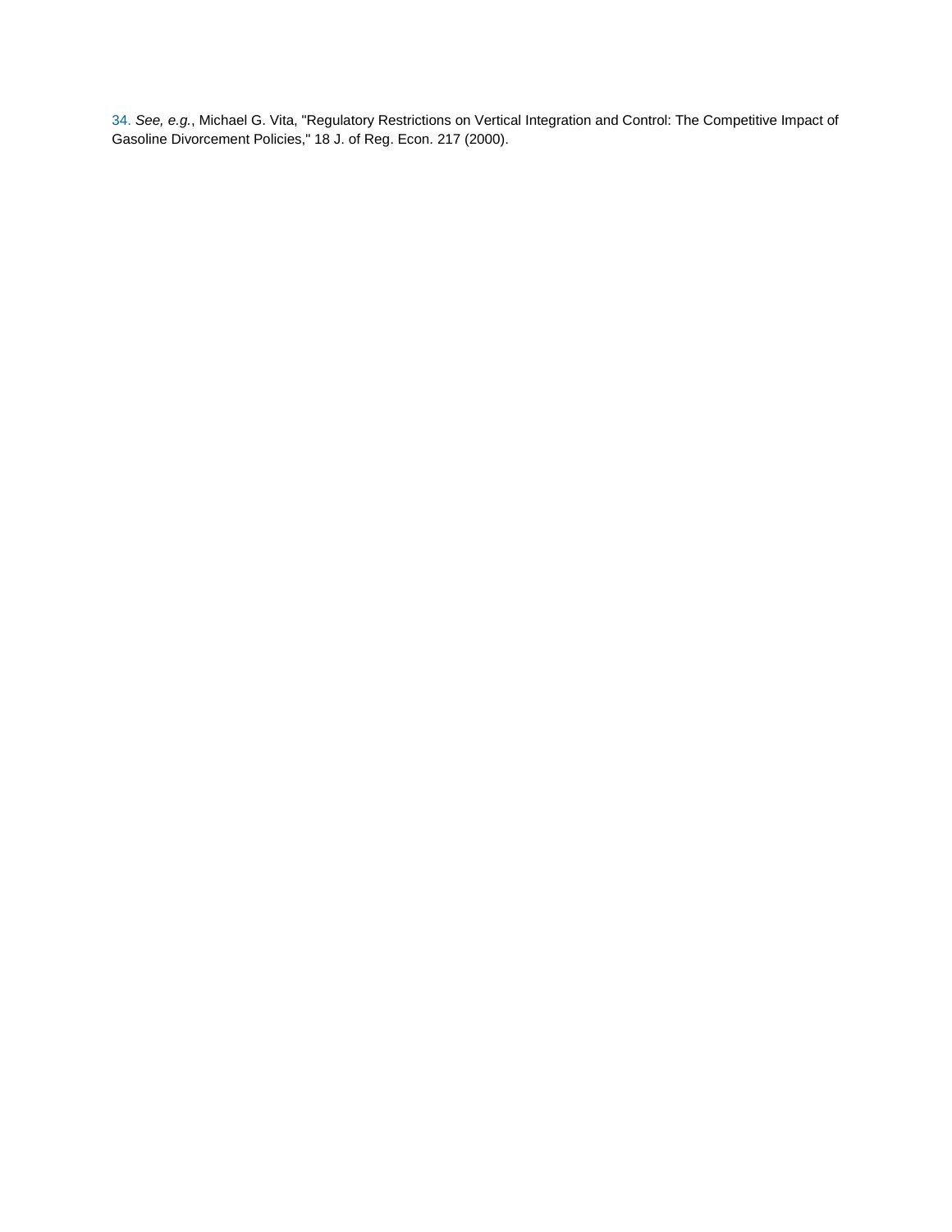34. *See, e.g.*, Michael G. Vita, "Regulatory Restrictions on Vertical Integration and Control: The Competitive Impact of Gasoline Divorcement Policies," 18 J. of Reg. Econ. 217 (2000).